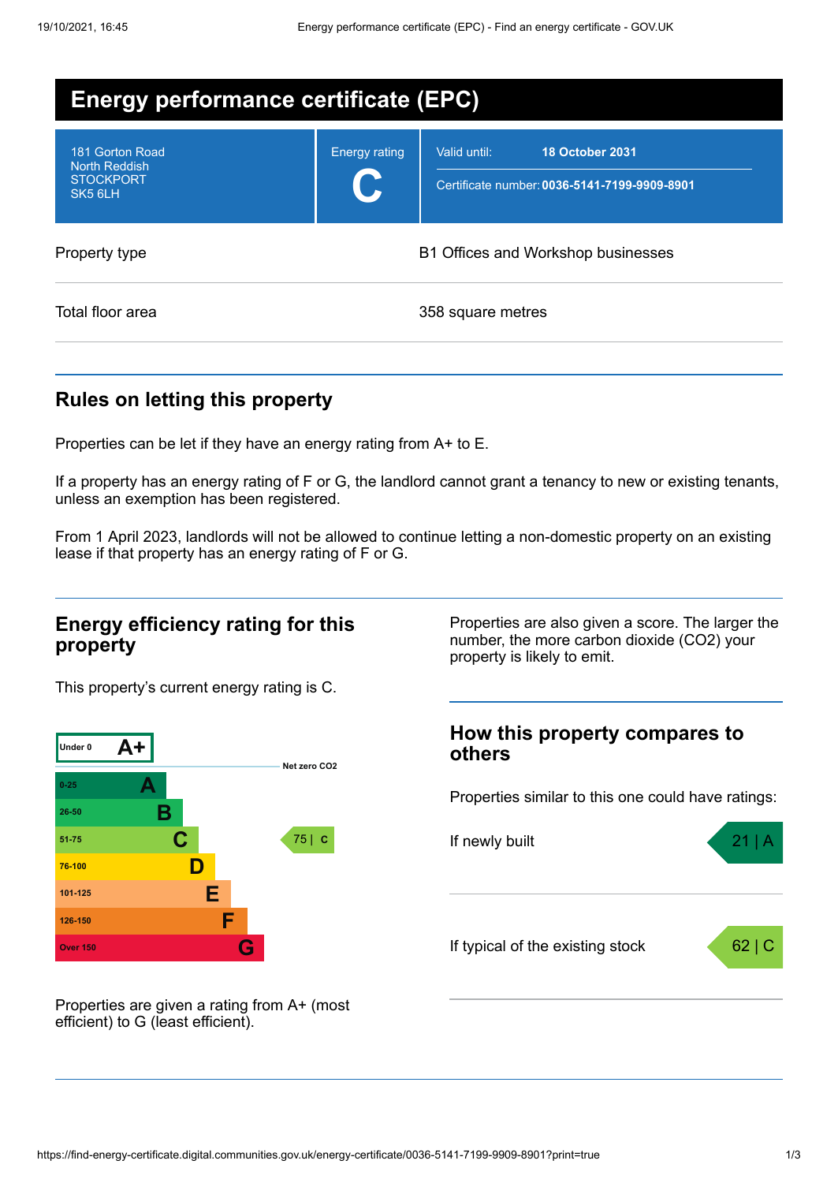# Energy performance certificate (EPC)

| | | |
|---|---|---|
| 181 Gorton Road<br>North Reddish<br>STOCKPORT<br>SK5 6LH | Energy rating<br>**C** | Valid until: **18 October 2031**<br>Certificate number: **0036-5141-7199-9909-8901** |

| | |
|---|---|
| Property type | B1 Offices and Workshop businesses |
| Total floor area | 358 square metres |

## Rules on letting this property

Properties can be let if they have an energy rating from A+ to E.

If a property has an energy rating of F or G, the landlord cannot grant a tenancy to new or existing tenants, unless an exemption has been registered.

From 1 April 2023, landlords will not be allowed to continue letting a non-domestic property on an existing lease if that property has an energy rating of F or G.

## Energy efficiency rating for this property

This property's current energy rating is C.

| Score | Rating | Current |
|---|---|---|
| Under 0 | A+ | |
| 0-25 | A | |
| 26-50 | B | |
| 51-75 | C | 75 \| C |
| 76-100 | D | |
| 101-125 | E | |
| 126-150 | F | |
| Over 150 | G | |

Net zero CO2

Properties are given a rating from A+ (most efficient) to G (least efficient).

Properties are also given a score. The larger the number, the more carbon dioxide ($CO_2$) your property is likely to emit.

## How this property compares to others

Properties similar to this one could have ratings:

| | |
|---|---|
| If newly built | 21 \| A |
| If typical of the existing stock | 62 \| C |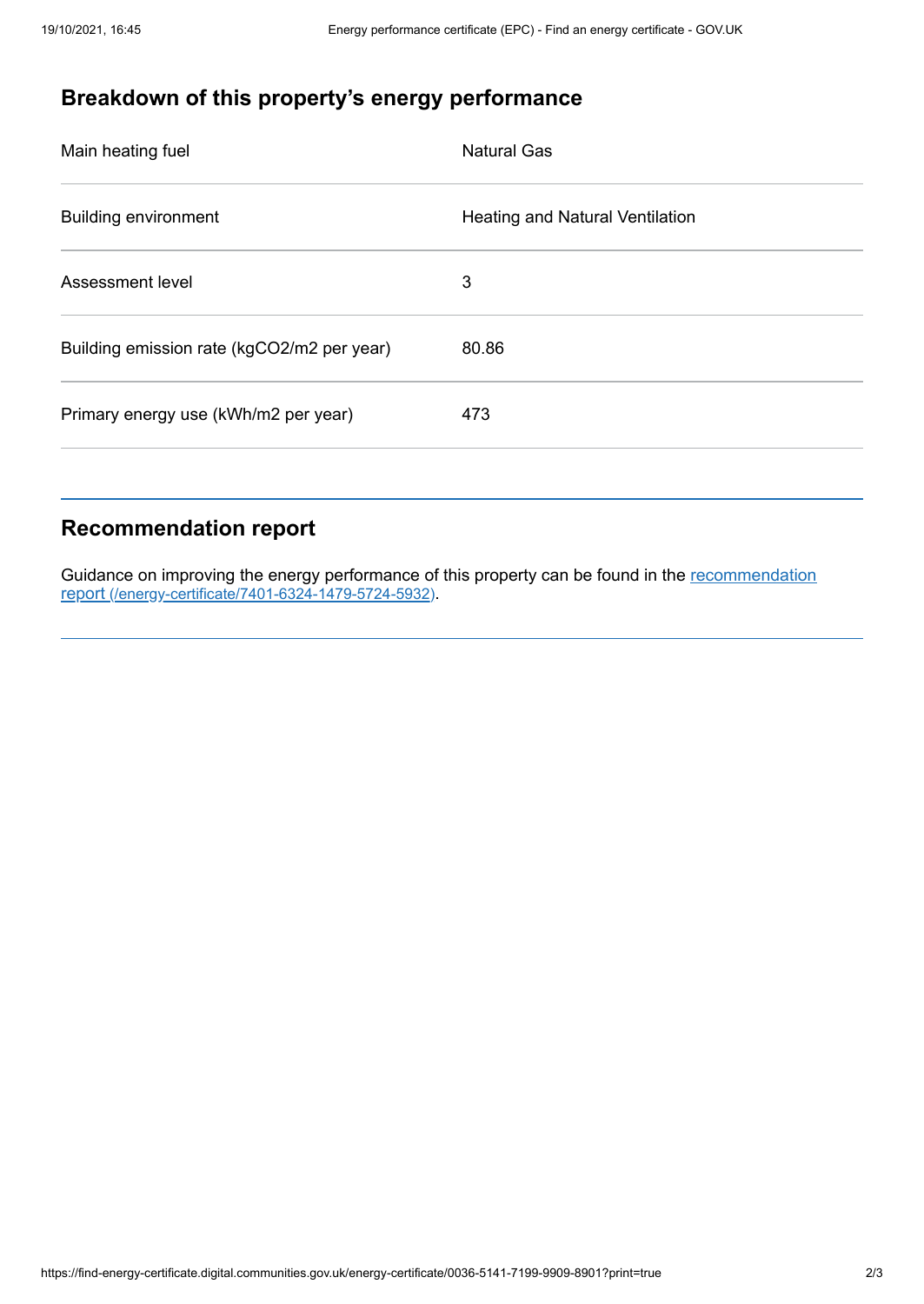## Breakdown of this property's energy performance

| | |
|---|---|
| Main heating fuel | Natural Gas |
| Building environment | Heating and Natural Ventilation |
| Assessment level | 3 |
| Building emission rate (kgCO2/m2 per year) | 80.86 |
| Primary energy use (kWh/m2 per year) | 473 |

## Recommendation report

Guidance on improving the energy performance of this property can be found in the recommendation report (/energy-certificate/7401-6324-1479-5724-5932).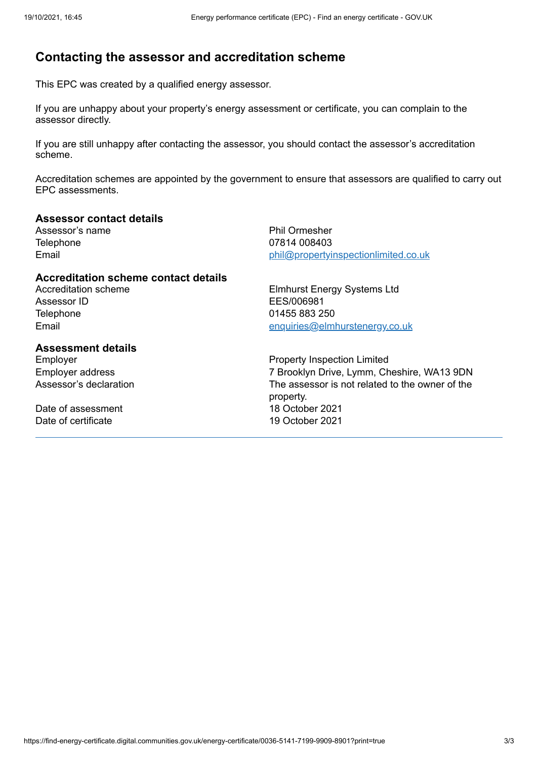## Contacting the assessor and accreditation scheme

This EPC was created by a qualified energy assessor.

If you are unhappy about your property's energy assessment or certificate, you can complain to the assessor directly.

If you are still unhappy after contacting the assessor, you should contact the assessor's accreditation scheme.

Accreditation schemes are appointed by the government to ensure that assessors are qualified to carry out EPC assessments.

### Assessor contact details

| | |
|---|---|
| Assessor's name | Phil Ormesher |
| Telephone | 07814 008403 |
| Email | phil@propertyinspectionlimited.co.uk |

### Accreditation scheme contact details

| | |
|---|---|
| Accreditation scheme | Elmhurst Energy Systems Ltd |
| Assessor ID | EES/006981 |
| Telephone | 01455 883 250 |
| Email | enquiries@elmhurstenergy.co.uk |

### Assessment details

| | |
|---|---|
| Employer | Property Inspection Limited |
| Employer address | 7 Brooklyn Drive, Lymm, Cheshire, WA13 9DN |
| Assessor's declaration | The assessor is not related to the owner of the property. |
| Date of assessment | 18 October 2021 |
| Date of certificate | 19 October 2021 |